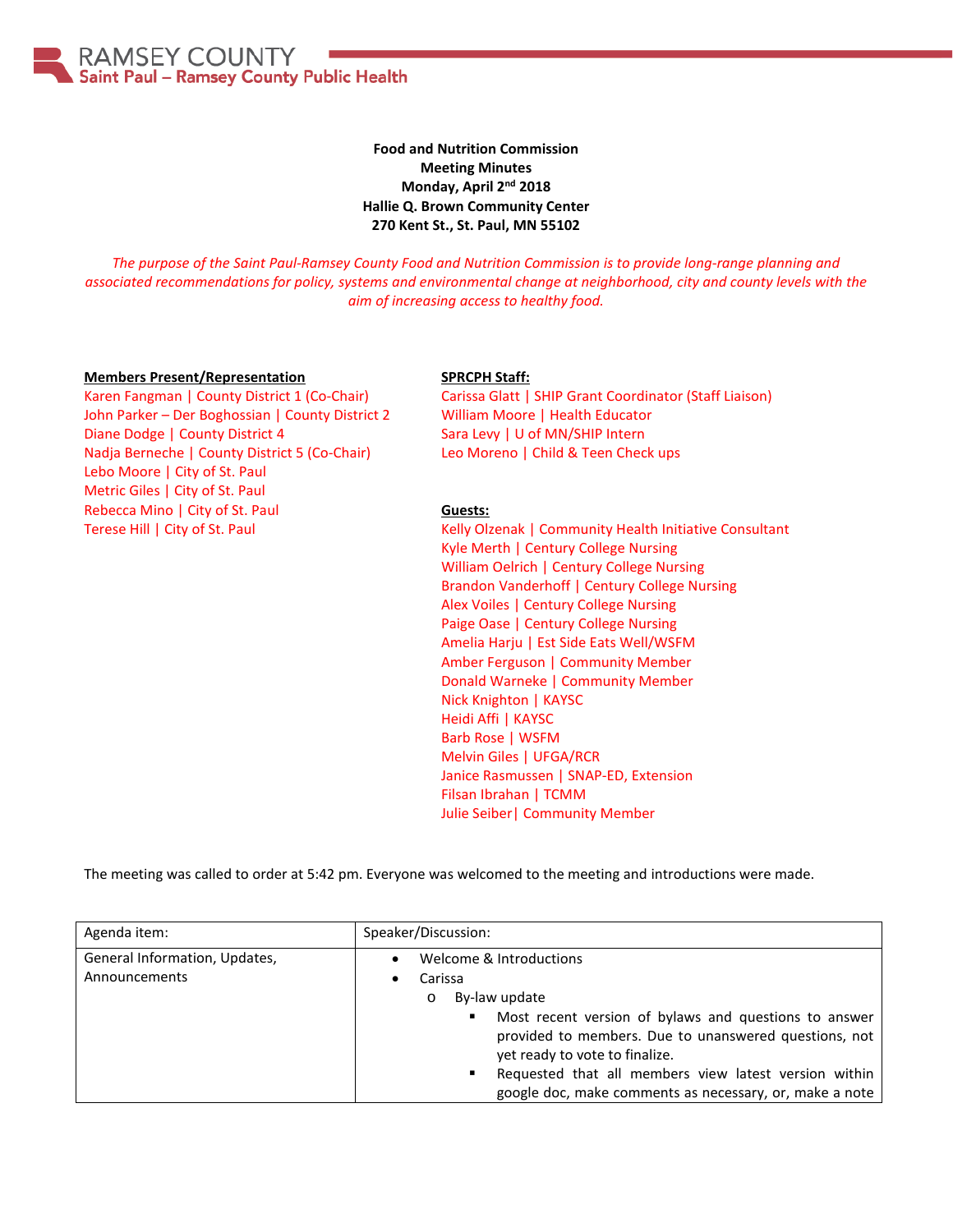RAMSEY COUNTY
Saint Paul – Ramsey County Public Health

**Food and Nutrition Commission**
**Meeting Minutes**
**Monday, April 2nd 2018**
**Hallie Q. Brown Community Center**
**270 Kent St., St. Paul, MN 55102**

*The purpose of the Saint Paul-Ramsey County Food and Nutrition Commission is to provide long-range planning and associated recommendations for policy, systems and environmental change at neighborhood, city and county levels with the aim of increasing access to healthy food.*

**Members Present/Representation**

Karen Fangman | County District 1 (Co-Chair)
John Parker – Der Boghossian | County District 2
Diane Dodge | County District 4
Nadja Berneche | County District 5 (Co-Chair)
Lebo Moore | City of St. Paul
Metric Giles | City of St. Paul
Rebecca Mino | City of St. Paul
Terese Hill | City of St. Paul

**SPRCPH Staff:**

Carissa Glatt | SHIP Grant Coordinator (Staff Liaison)
William Moore | Health Educator
Sara Levy | U of MN/SHIP Intern
Leo Moreno | Child & Teen Check ups

**Guests:**

Kelly Olzenak | Community Health Initiative Consultant
Kyle Merth | Century College Nursing
William Oelrich | Century College Nursing
Brandon Vanderhoff | Century College Nursing
Alex Voiles | Century College Nursing
Paige Oase | Century College Nursing
Amelia Harju | Est Side Eats Well/WSFM
Amber Ferguson | Community Member
Donald Warneke | Community Member
Nick Knighton | KAYSC
Heidi Affi | KAYSC
Barb Rose | WSFM
Melvin Giles | UFGA/RCR
Janice Rasmussen | SNAP-ED, Extension
Filsan Ibrahan | TCMM
Julie Seiber| Community Member

The meeting was called to order at 5:42 pm. Everyone was welcomed to the meeting and introductions were made.

| Agenda item: | Speaker/Discussion: |
|---|---|
| General Information, Updates, Announcements | • Welcome & Introductions<br>• Carissa<br>&nbsp;&nbsp;o By-law update<br>&nbsp;&nbsp;&nbsp;&nbsp;▪ Most recent version of bylaws and questions to answer provided to members. Due to unanswered questions, not yet ready to vote to finalize.<br>&nbsp;&nbsp;&nbsp;&nbsp;▪ Requested that all members view latest version within google doc, make comments as necessary, or, make a note |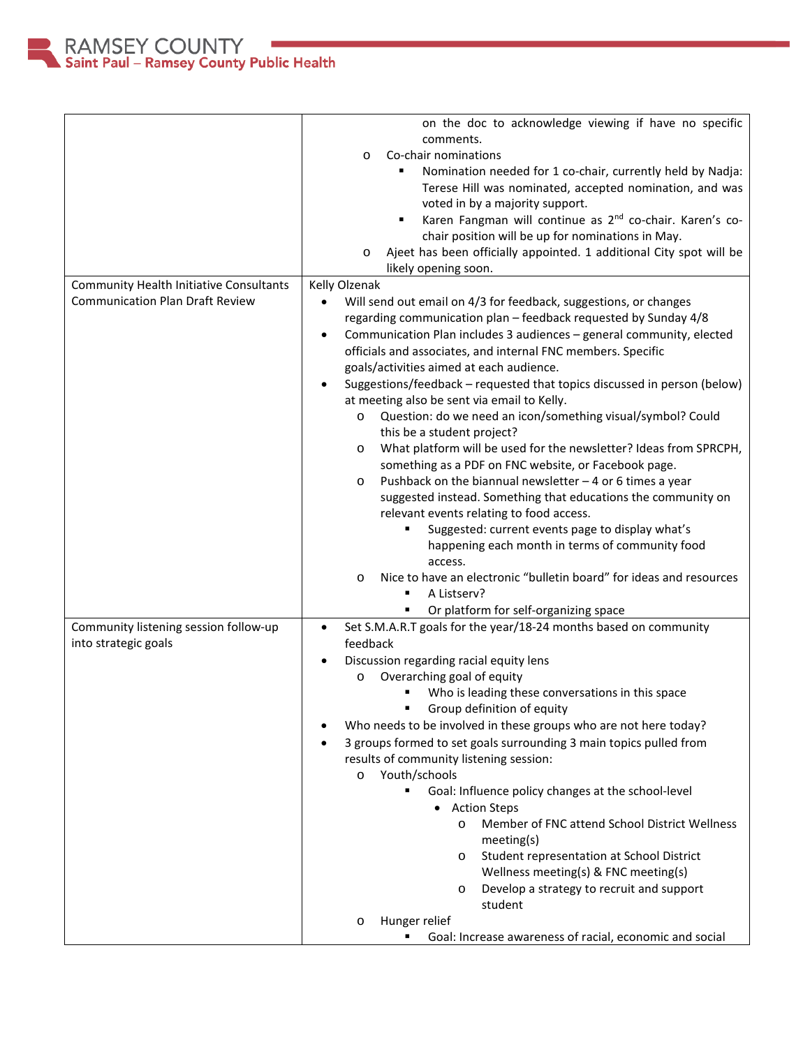| | |
|---|---|
| | on the doc to acknowledge viewing if have no specific comments.<br>o Co-chair nominations<br>▪ Nomination needed for 1 co-chair, currently held by Nadja: Terese Hill was nominated, accepted nomination, and was voted in by a majority support.<br>▪ Karen Fangman will continue as 2nd co-chair. Karen's co-chair position will be up for nominations in May.<br>o Ajeet has been officially appointed. 1 additional City spot will be likely opening soon. |
| Community Health Initiative Consultants Communication Plan Draft Review | Kelly Olzenak<br>• Will send out email on 4/3 for feedback, suggestions, or changes regarding communication plan – feedback requested by Sunday 4/8<br>• Communication Plan includes 3 audiences – general community, elected officials and associates, and internal FNC members. Specific goals/activities aimed at each audience.<br>• Suggestions/feedback – requested that topics discussed in person (below) at meeting also be sent via email to Kelly.<br>o Question: do we need an icon/something visual/symbol? Could this be a student project?<br>o What platform will be used for the newsletter? Ideas from SPRCPH, something as a PDF on FNC website, or Facebook page.<br>o Pushback on the biannual newsletter – 4 or 6 times a year suggested instead. Something that educations the community on relevant events relating to food access.<br>▪ Suggested: current events page to display what's happening each month in terms of community food access.<br>o Nice to have an electronic "bulletin board" for ideas and resources<br>▪ A Listserv?<br>▪ Or platform for self-organizing space |
| Community listening session follow-up into strategic goals | • Set S.M.A.R.T goals for the year/18-24 months based on community feedback<br>• Discussion regarding racial equity lens<br>o Overarching goal of equity<br>▪ Who is leading these conversations in this space<br>▪ Group definition of equity<br>• Who needs to be involved in these groups who are not here today?<br>• 3 groups formed to set goals surrounding 3 main topics pulled from results of community listening session:<br>o Youth/schools<br>▪ Goal: Influence policy changes at the school-level<br>• Action Steps<br>o Member of FNC attend School District Wellness meeting(s)<br>o Student representation at School District Wellness meeting(s) & FNC meeting(s)<br>o Develop a strategy to recruit and support student<br>o Hunger relief<br>▪ Goal: Increase awareness of racial, economic and social |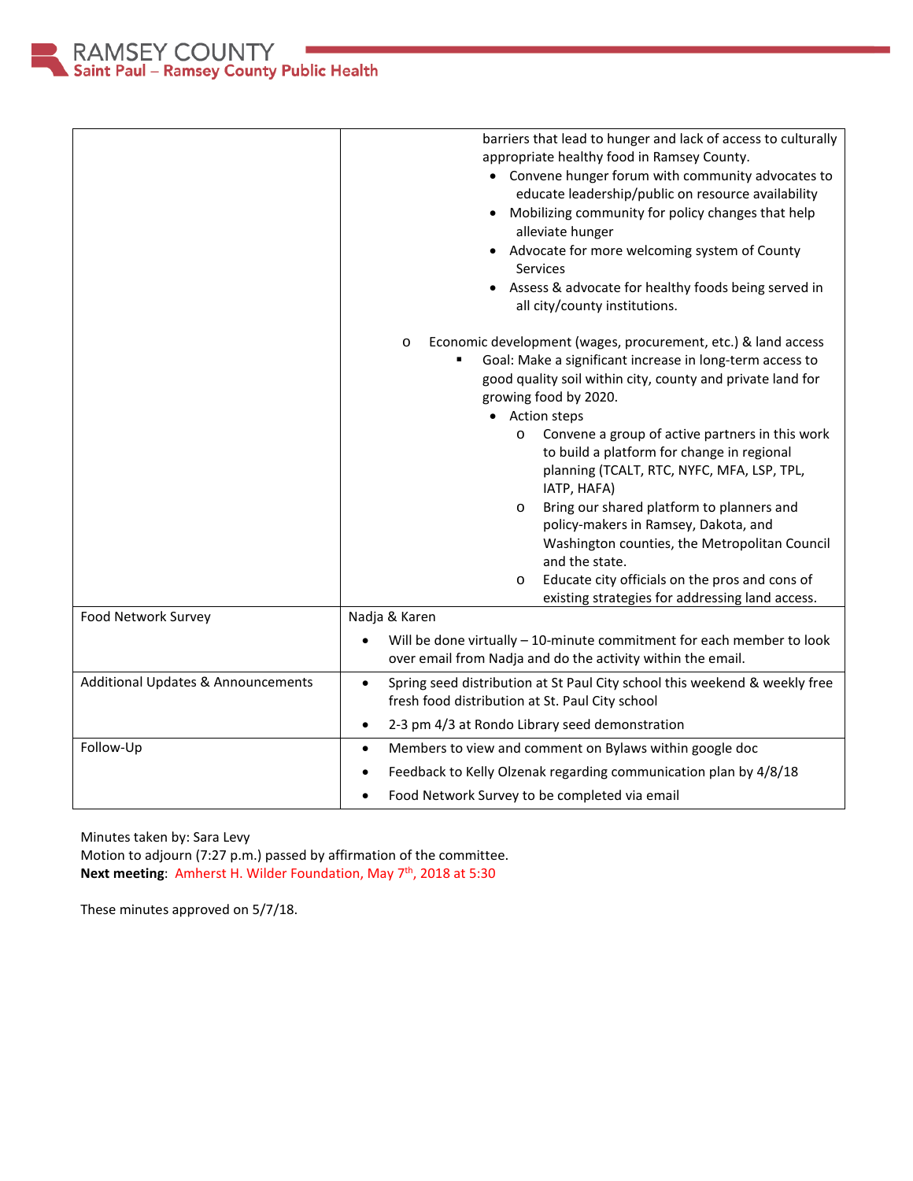| | |
|---|---|
| | barriers that lead to hunger and lack of access to culturally appropriate healthy food in Ramsey County.<br>• Convene hunger forum with community advocates to educate leadership/public on resource availability<br>• Mobilizing community for policy changes that help alleviate hunger<br>• Advocate for more welcoming system of County Services<br>• Assess & advocate for healthy foods being served in all city/county institutions.<br><br>o Economic development (wages, procurement, etc.) & land access<br>▪ Goal: Make a significant increase in long-term access to good quality soil within city, county and private land for growing food by 2020.<br>• Action steps<br>o Convene a group of active partners in this work to build a platform for change in regional planning (TCALT, RTC, NYFC, MFA, LSP, TPL, IATP, HAFA)<br>o Bring our shared platform to planners and policy-makers in Ramsey, Dakota, and Washington counties, the Metropolitan Council and the state.<br>o Educate city officials on the pros and cons of existing strategies for addressing land access. |
| Food Network Survey | Nadja & Karen<br>• Will be done virtually – 10-minute commitment for each member to look over email from Nadja and do the activity within the email. |
| Additional Updates & Announcements | • Spring seed distribution at St Paul City school this weekend & weekly free fresh food distribution at St. Paul City school<br>• 2-3 pm 4/3 at Rondo Library seed demonstration |
| Follow-Up | • Members to view and comment on Bylaws within google doc<br>• Feedback to Kelly Olzenak regarding communication plan by 4/8/18<br>• Food Network Survey to be completed via email |

Minutes taken by: Sara Levy
Motion to adjourn (7:27 p.m.) passed by affirmation of the committee.
**Next meeting**: Amherst H. Wilder Foundation, May 7th, 2018 at 5:30

These minutes approved on 5/7/18.